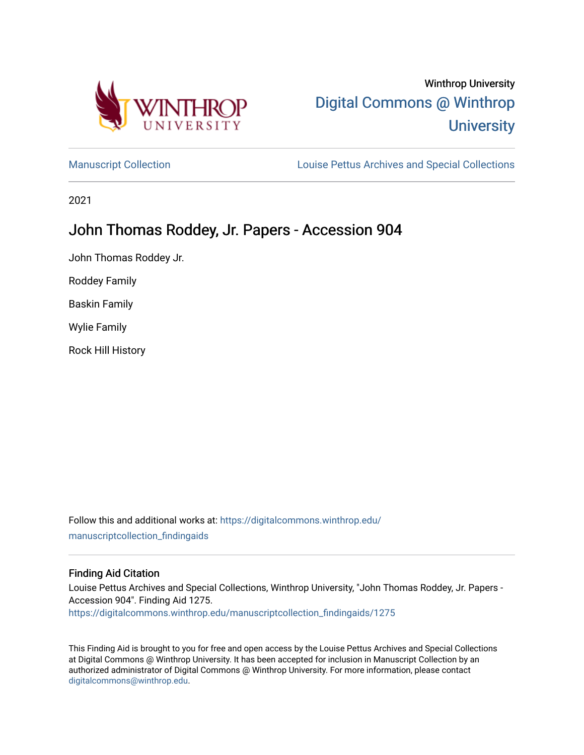Winthrop University

Digital Commons @ Winthrop University

Manuscript Collection | Louise Pettus Archives and Special Collections

2021

# John Thomas Roddey, Jr. Papers - Accession 904

John Thomas Roddey Jr.

Roddey Family

Baskin Family

Wylie Family

Rock Hill History

Follow this and additional works at: https://digitalcommons.winthrop.edu/manuscriptcollection_findingaids

### Finding Aid Citation

Louise Pettus Archives and Special Collections, Winthrop University, "John Thomas Roddey, Jr. Papers - Accession 904". Finding Aid 1275.
https://digitalcommons.winthrop.edu/manuscriptcollection_findingaids/1275

This Finding Aid is brought to you for free and open access by the Louise Pettus Archives and Special Collections at Digital Commons @ Winthrop University. It has been accepted for inclusion in Manuscript Collection by an authorized administrator of Digital Commons @ Winthrop University. For more information, please contact digitalcommons@winthrop.edu.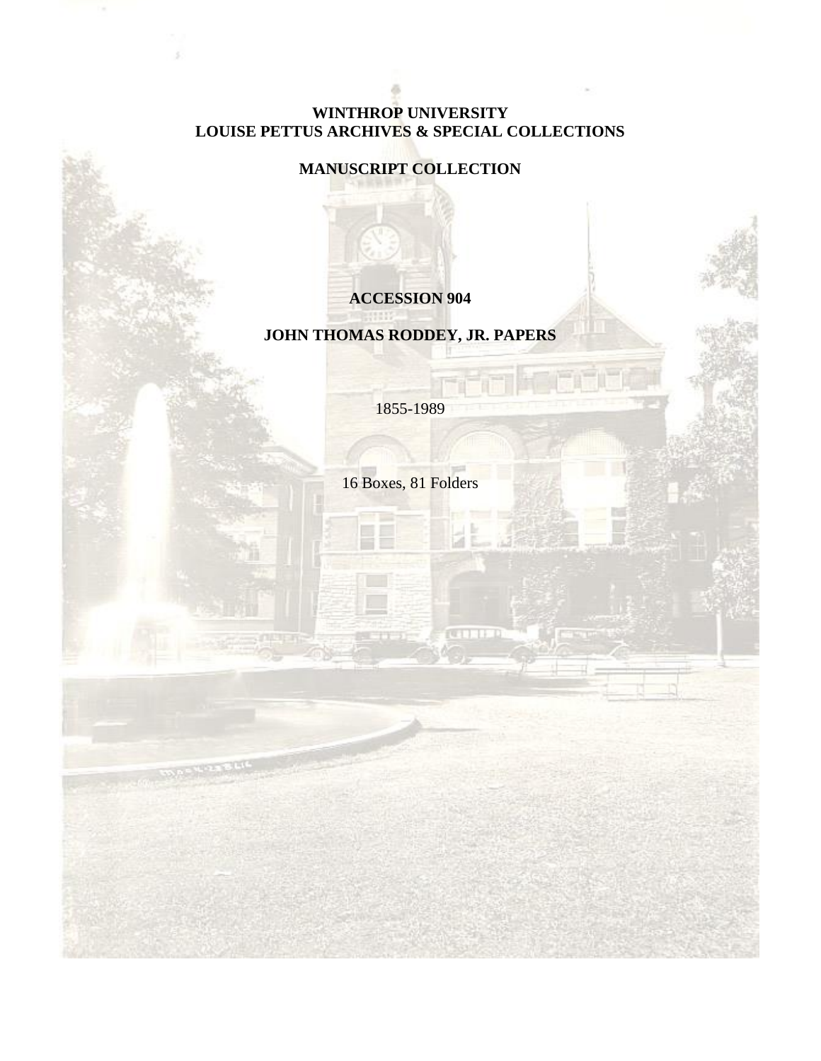**WINTHROP UNIVERSITY**
**LOUISE PETTUS ARCHIVES & SPECIAL COLLECTIONS**

**MANUSCRIPT COLLECTION**

**ACCESSION 904**

**JOHN THOMAS RODDEY, JR. PAPERS**

1855-1989

16 Boxes, 81 Folders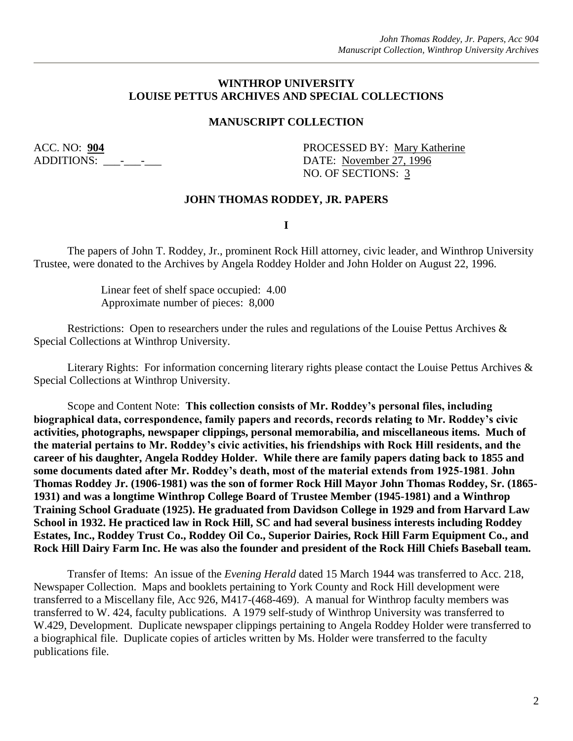## WINTHROP UNIVERSITY
## LOUISE PETTUS ARCHIVES AND SPECIAL COLLECTIONS

### MANUSCRIPT COLLECTION

ACC. NO: **904**
ADDITIONS: ___-___-___

PROCESSED BY: Mary Katherine
DATE: November 27, 1996
NO. OF SECTIONS: 3

### JOHN THOMAS RODDEY, JR. PAPERS

**I**

The papers of John T. Roddey, Jr., prominent Rock Hill attorney, civic leader, and Winthrop University Trustee, were donated to the Archives by Angela Roddey Holder and John Holder on August 22, 1996.

Linear feet of shelf space occupied: 4.00
Approximate number of pieces: 8,000

Restrictions: Open to researchers under the rules and regulations of the Louise Pettus Archives & Special Collections at Winthrop University.

Literary Rights: For information concerning literary rights please contact the Louise Pettus Archives & Special Collections at Winthrop University.

Scope and Content Note: **This collection consists of Mr. Roddey's personal files, including biographical data, correspondence, family papers and records, records relating to Mr. Roddey's civic activities, photographs, newspaper clippings, personal memorabilia, and miscellaneous items. Much of the material pertains to Mr. Roddey's civic activities, his friendships with Rock Hill residents, and the career of his daughter, Angela Roddey Holder. While there are family papers dating back to 1855 and some documents dated after Mr. Roddey's death, most of the material extends from 1925-1981. John Thomas Roddey Jr. (1906-1981) was the son of former Rock Hill Mayor John Thomas Roddey, Sr. (1865-1931) and was a longtime Winthrop College Board of Trustee Member (1945-1981) and a Winthrop Training School Graduate (1925). He graduated from Davidson College in 1929 and from Harvard Law School in 1932. He practiced law in Rock Hill, SC and had several business interests including Roddey Estates, Inc., Roddey Trust Co., Roddey Oil Co., Superior Dairies, Rock Hill Farm Equipment Co., and Rock Hill Dairy Farm Inc. He was also the founder and president of the Rock Hill Chiefs Baseball team.**

Transfer of Items: An issue of the *Evening Herald* dated 15 March 1944 was transferred to Acc. 218, Newspaper Collection. Maps and booklets pertaining to York County and Rock Hill development were transferred to a Miscellany file, Acc 926, M417-(468-469). A manual for Winthrop faculty members was transferred to W. 424, faculty publications. A 1979 self-study of Winthrop University was transferred to W.429, Development. Duplicate newspaper clippings pertaining to Angela Roddey Holder were transferred to a biographical file. Duplicate copies of articles written by Ms. Holder were transferred to the faculty publications file.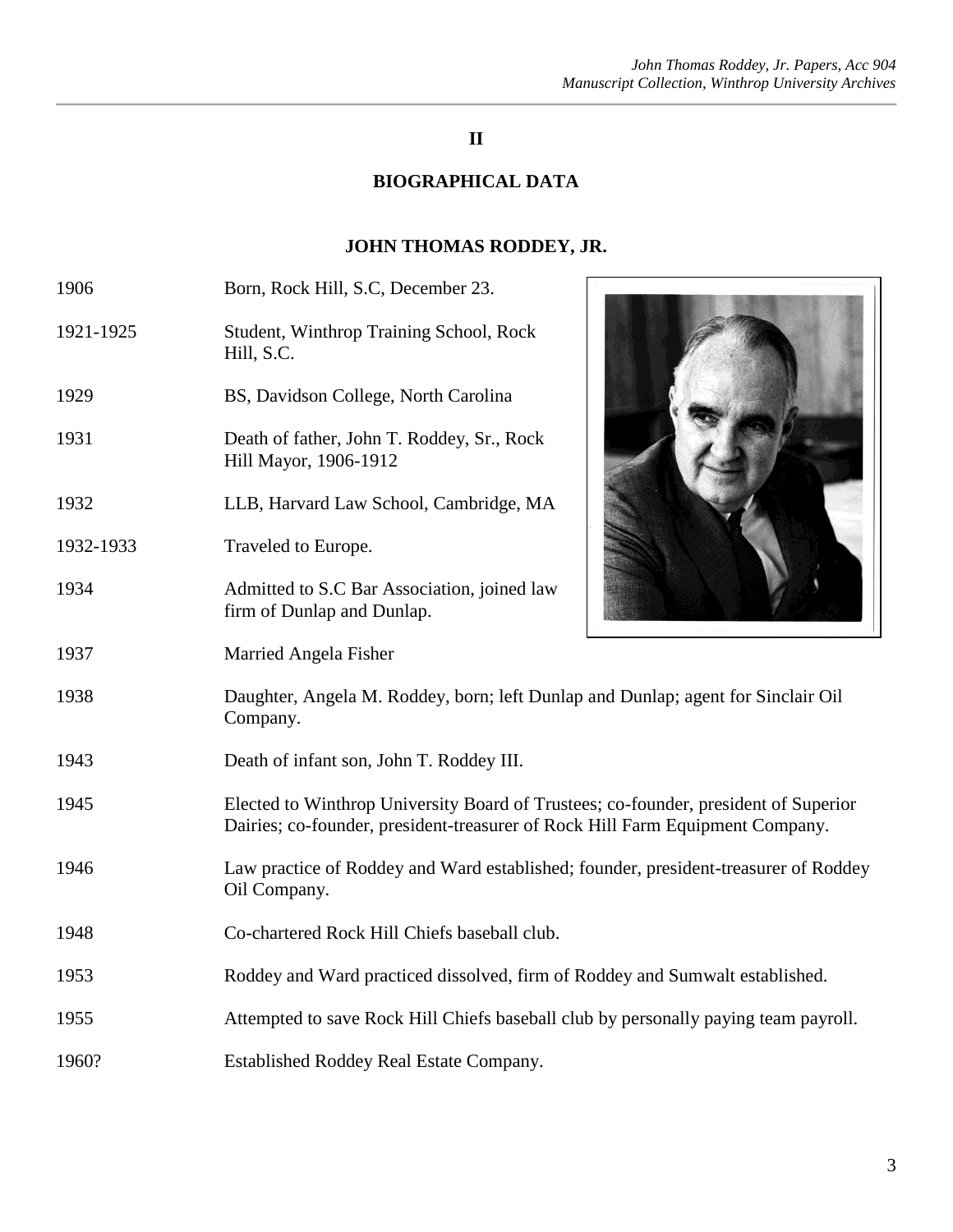## II

## BIOGRAPHICAL DATA

### JOHN THOMAS RODDEY, JR.

| | |
|---|---|
| 1906 | Born, Rock Hill, S.C, December 23. |
| 1921-1925 | Student, Winthrop Training School, Rock Hill, S.C. |
| 1929 | BS, Davidson College, North Carolina |
| 1931 | Death of father, John T. Roddey, Sr., Rock Hill Mayor, 1906-1912 |
| 1932 | LLB, Harvard Law School, Cambridge, MA |
| 1932-1933 | Traveled to Europe. |
| 1934 | Admitted to S.C Bar Association, joined law firm of Dunlap and Dunlap. |
| 1937 | Married Angela Fisher |
| 1938 | Daughter, Angela M. Roddey, born; left Dunlap and Dunlap; agent for Sinclair Oil Company. |
| 1943 | Death of infant son, John T. Roddey III. |
| 1945 | Elected to Winthrop University Board of Trustees; co-founder, president of Superior Dairies; co-founder, president-treasurer of Rock Hill Farm Equipment Company. |
| 1946 | Law practice of Roddey and Ward established; founder, president-treasurer of Roddey Oil Company. |
| 1948 | Co-chartered Rock Hill Chiefs baseball club. |
| 1953 | Roddey and Ward practiced dissolved, firm of Roddey and Sumwalt established. |
| 1955 | Attempted to save Rock Hill Chiefs baseball club by personally paying team payroll. |
| 1960? | Established Roddey Real Estate Company. |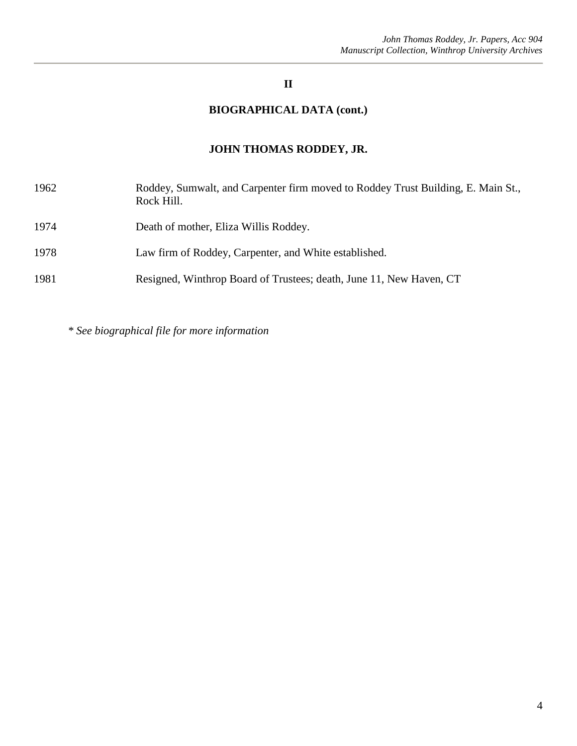## II

## BIOGRAPHICAL DATA (cont.)

### JOHN THOMAS RODDEY, JR.

| | |
|---|---|
| 1962 | Roddey, Sumwalt, and Carpenter firm moved to Roddey Trust Building, E. Main St., Rock Hill. |
| 1974 | Death of mother, Eliza Willis Roddey. |
| 1978 | Law firm of Roddey, Carpenter, and White established. |
| 1981 | Resigned, Winthrop Board of Trustees; death, June 11, New Haven, CT |

*\* See biographical file for more information*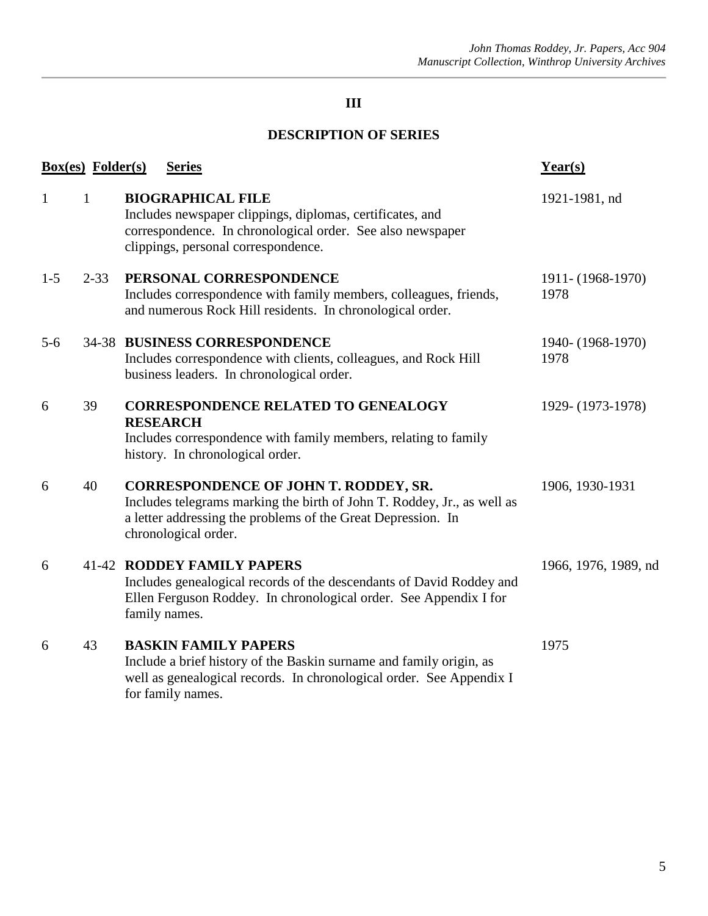## III

## DESCRIPTION OF SERIES

| Box(es) | Folder(s) | Series | Year(s) |
|---|---|---|---|
| 1 | 1 | **BIOGRAPHICAL FILE**<br>Includes newspaper clippings, diplomas, certificates, and correspondence. In chronological order. See also newspaper clippings, personal correspondence. | 1921-1981, nd |
| 1-5 | 2-33 | **PERSONAL CORRESPONDENCE**<br>Includes correspondence with family members, colleagues, friends, and numerous Rock Hill residents. In chronological order. | 1911- (1968-1970) 1978 |
| 5-6 | 34-38 | **BUSINESS CORRESPONDENCE**<br>Includes correspondence with clients, colleagues, and Rock Hill business leaders. In chronological order. | 1940- (1968-1970) 1978 |
| 6 | 39 | **CORRESPONDENCE RELATED TO GENEALOGY RESEARCH**<br>Includes correspondence with family members, relating to family history. In chronological order. | 1929- (1973-1978) |
| 6 | 40 | **CORRESPONDENCE OF JOHN T. RODDEY, SR.**<br>Includes telegrams marking the birth of John T. Roddey, Jr., as well as a letter addressing the problems of the Great Depression. In chronological order. | 1906, 1930-1931 |
| 6 | 41-42 | **RODDEY FAMILY PAPERS**<br>Includes genealogical records of the descendants of David Roddey and Ellen Ferguson Roddey. In chronological order. See Appendix I for family names. | 1966, 1976, 1989, nd |
| 6 | 43 | **BASKIN FAMILY PAPERS**<br>Include a brief history of the Baskin surname and family origin, as well as genealogical records. In chronological order. See Appendix I for family names. | 1975 |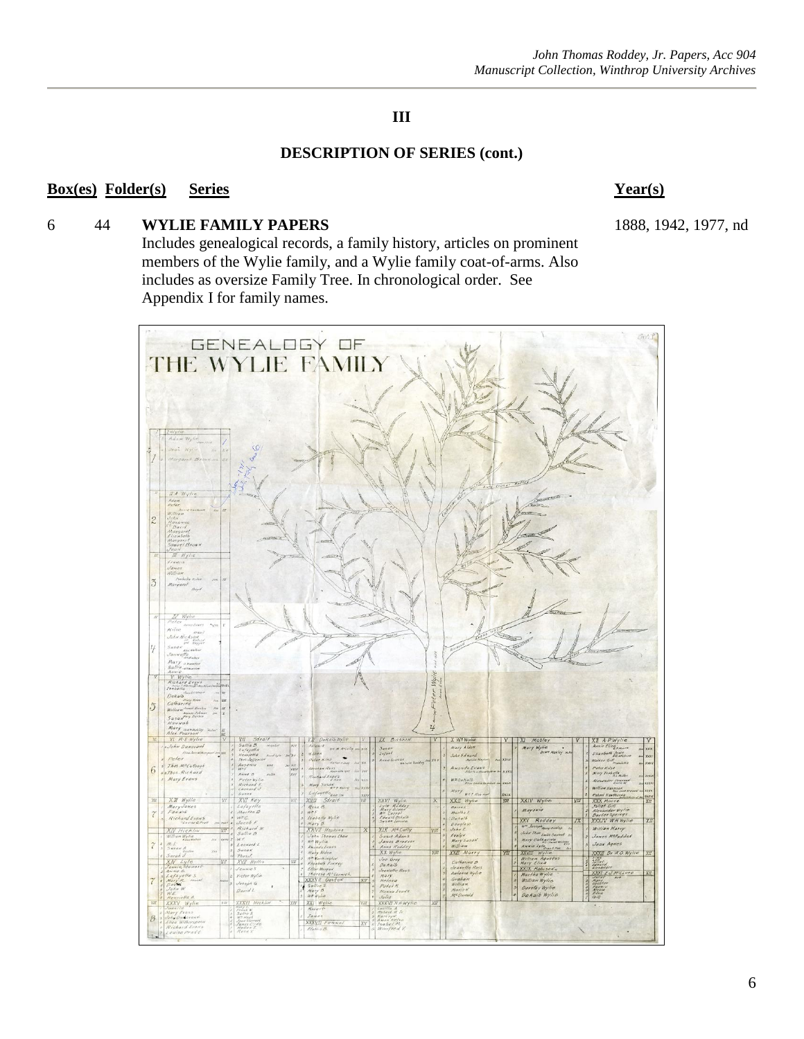## III

## DESCRIPTION OF SERIES (cont.)

| Box(es) | Folder(s) | Series | Year(s) |
| --- | --- | --- | --- |
| 6 | 44 | **WYLIE FAMILY PAPERS**<br>Includes genealogical records, a family history, articles on prominent members of the Wylie family, and a Wylie family coat-of-arms. Also includes as oversize Family Tree. In chronological order. See Appendix I for family names. | 1888, 1942, 1977, nd |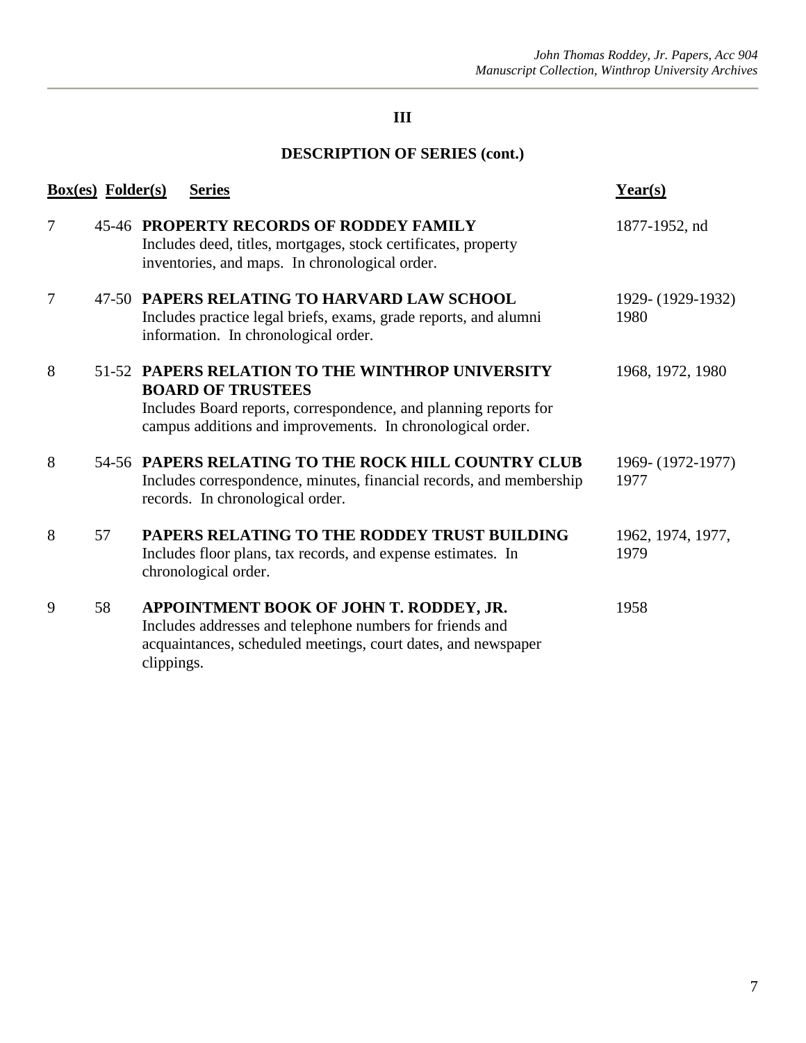## III

## DESCRIPTION OF SERIES (cont.)

| Box(es) | Folder(s) | Series | Year(s) |
|---|---|---|---|
| 7 | 45-46 | **PROPERTY RECORDS OF RODDEY FAMILY**<br>Includes deed, titles, mortgages, stock certificates, property inventories, and maps. In chronological order. | 1877-1952, nd |
| 7 | 47-50 | **PAPERS RELATING TO HARVARD LAW SCHOOL**<br>Includes practice legal briefs, exams, grade reports, and alumni information. In chronological order. | 1929- (1929-1932) 1980 |
| 8 | 51-52 | **PAPERS RELATION TO THE WINTHROP UNIVERSITY BOARD OF TRUSTEES**<br>Includes Board reports, correspondence, and planning reports for campus additions and improvements. In chronological order. | 1968, 1972, 1980 |
| 8 | 54-56 | **PAPERS RELATING TO THE ROCK HILL COUNTRY CLUB**<br>Includes correspondence, minutes, financial records, and membership records. In chronological order. | 1969- (1972-1977) 1977 |
| 8 | 57 | **PAPERS RELATING TO THE RODDEY TRUST BUILDING**<br>Includes floor plans, tax records, and expense estimates. In chronological order. | 1962, 1974, 1977, 1979 |
| 9 | 58 | **APPOINTMENT BOOK OF JOHN T. RODDEY, JR.**<br>Includes addresses and telephone numbers for friends and acquaintances, scheduled meetings, court dates, and newspaper clippings. | 1958 |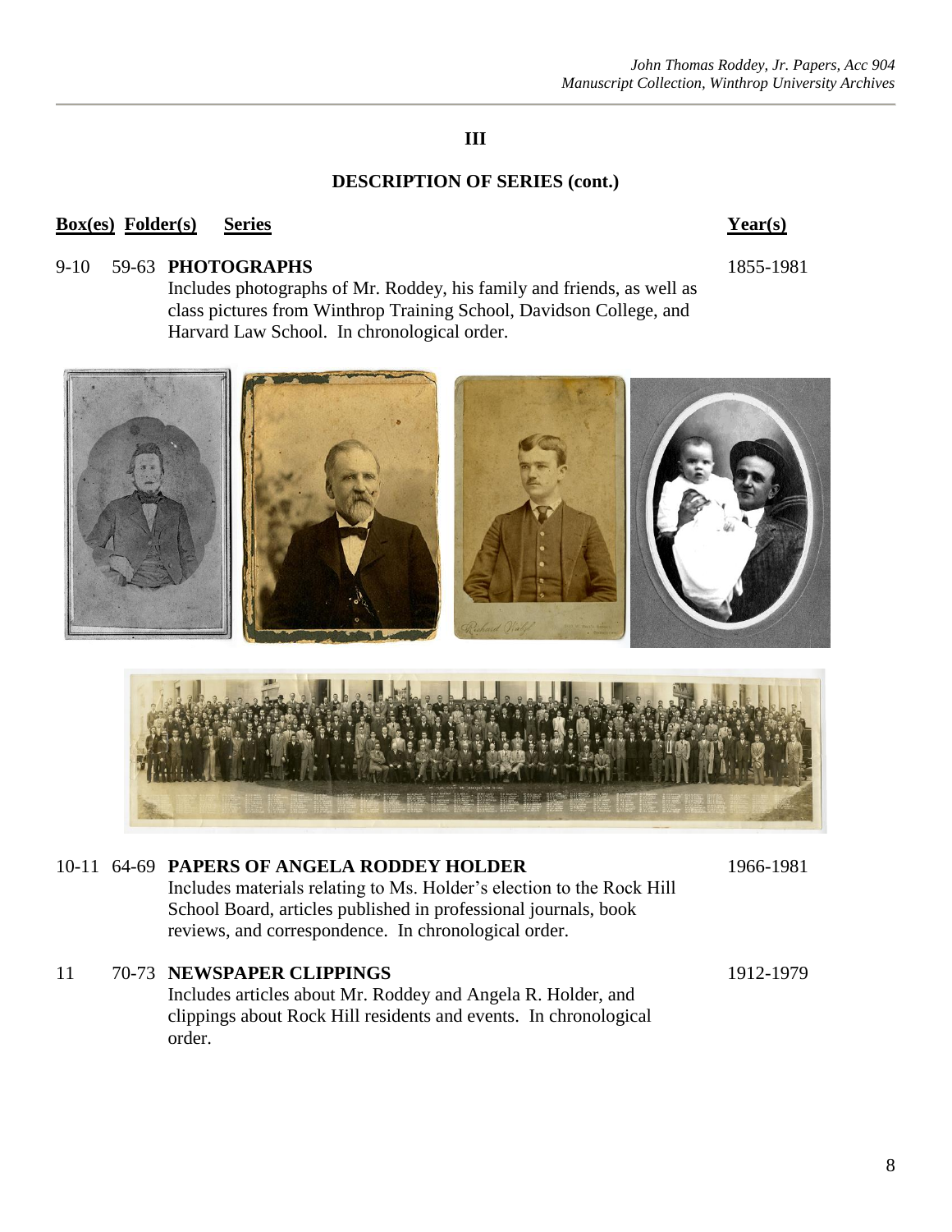## III

## DESCRIPTION OF SERIES (cont.)

| Box(es) | Folder(s) | Series | Year(s) |
|---|---|---|---|
| 9-10 | 59-63 | **PHOTOGRAPHS**<br>Includes photographs of Mr. Roddey, his family and friends, as well as class pictures from Winthrop Training School, Davidson College, and Harvard Law School. In chronological order. | 1855-1981 |
| 10-11 | 64-69 | **PAPERS OF ANGELA RODDEY HOLDER**<br>Includes materials relating to Ms. Holder's election to the Rock Hill School Board, articles published in professional journals, book reviews, and correspondence. In chronological order. | 1966-1981 |
| 11 | 70-73 | **NEWSPAPER CLIPPINGS**<br>Includes articles about Mr. Roddey and Angela R. Holder, and clippings about Rock Hill residents and events. In chronological order. | 1912-1979 |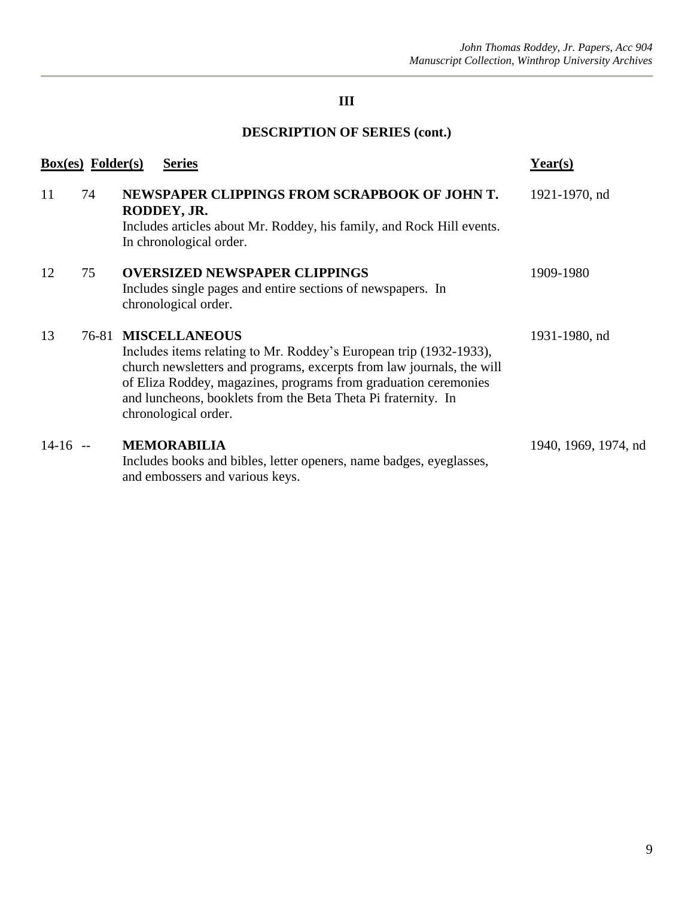## III

## DESCRIPTION OF SERIES (cont.)

| Box(es) | Folder(s) | Series | Year(s) |
|---|---|---|---|
| 11 | 74 | **NEWSPAPER CLIPPINGS FROM SCRAPBOOK OF JOHN T. RODDEY, JR.** Includes articles about Mr. Roddey, his family, and Rock Hill events. In chronological order. | 1921-1970, nd |
| 12 | 75 | **OVERSIZED NEWSPAPER CLIPPINGS** Includes single pages and entire sections of newspapers. In chronological order. | 1909-1980 |
| 13 | 76-81 | **MISCELLANEOUS** Includes items relating to Mr. Roddey's European trip (1932-1933), church newsletters and programs, excerpts from law journals, the will of Eliza Roddey, magazines, programs from graduation ceremonies and luncheons, booklets from the Beta Theta Pi fraternity. In chronological order. | 1931-1980, nd |
| 14-16 | -- | **MEMORABILIA** Includes books and bibles, letter openers, name badges, eyeglasses, and embossers and various keys. | 1940, 1969, 1974, nd |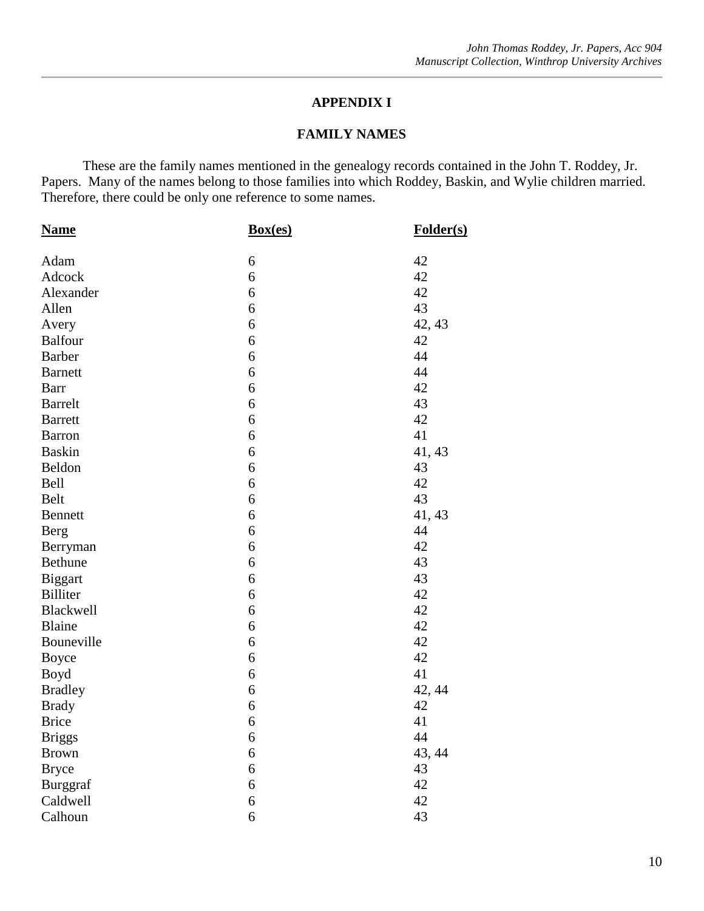# APPENDIX I

## FAMILY NAMES

These are the family names mentioned in the genealogy records contained in the John T. Roddey, Jr. Papers. Many of the names belong to those families into which Roddey, Baskin, and Wylie children married. Therefore, there could be only one reference to some names.

| Name | Box(es) | Folder(s) |
|---|---|---|
| Adam | 6 | 42 |
| Adcock | 6 | 42 |
| Alexander | 6 | 42 |
| Allen | 6 | 43 |
| Avery | 6 | 42, 43 |
| Balfour | 6 | 42 |
| Barber | 6 | 44 |
| Barnett | 6 | 44 |
| Barr | 6 | 42 |
| Barrelt | 6 | 43 |
| Barrett | 6 | 42 |
| Barron | 6 | 41 |
| Baskin | 6 | 41, 43 |
| Beldon | 6 | 43 |
| Bell | 6 | 42 |
| Belt | 6 | 43 |
| Bennett | 6 | 41, 43 |
| Berg | 6 | 44 |
| Berryman | 6 | 42 |
| Bethune | 6 | 43 |
| Biggart | 6 | 43 |
| Billiter | 6 | 42 |
| Blackwell | 6 | 42 |
| Blaine | 6 | 42 |
| Bouneville | 6 | 42 |
| Boyce | 6 | 42 |
| Boyd | 6 | 41 |
| Bradley | 6 | 42, 44 |
| Brady | 6 | 42 |
| Brice | 6 | 41 |
| Briggs | 6 | 44 |
| Brown | 6 | 43, 44 |
| Bryce | 6 | 43 |
| Burggraf | 6 | 42 |
| Caldwell | 6 | 42 |
| Calhoun | 6 | 43 |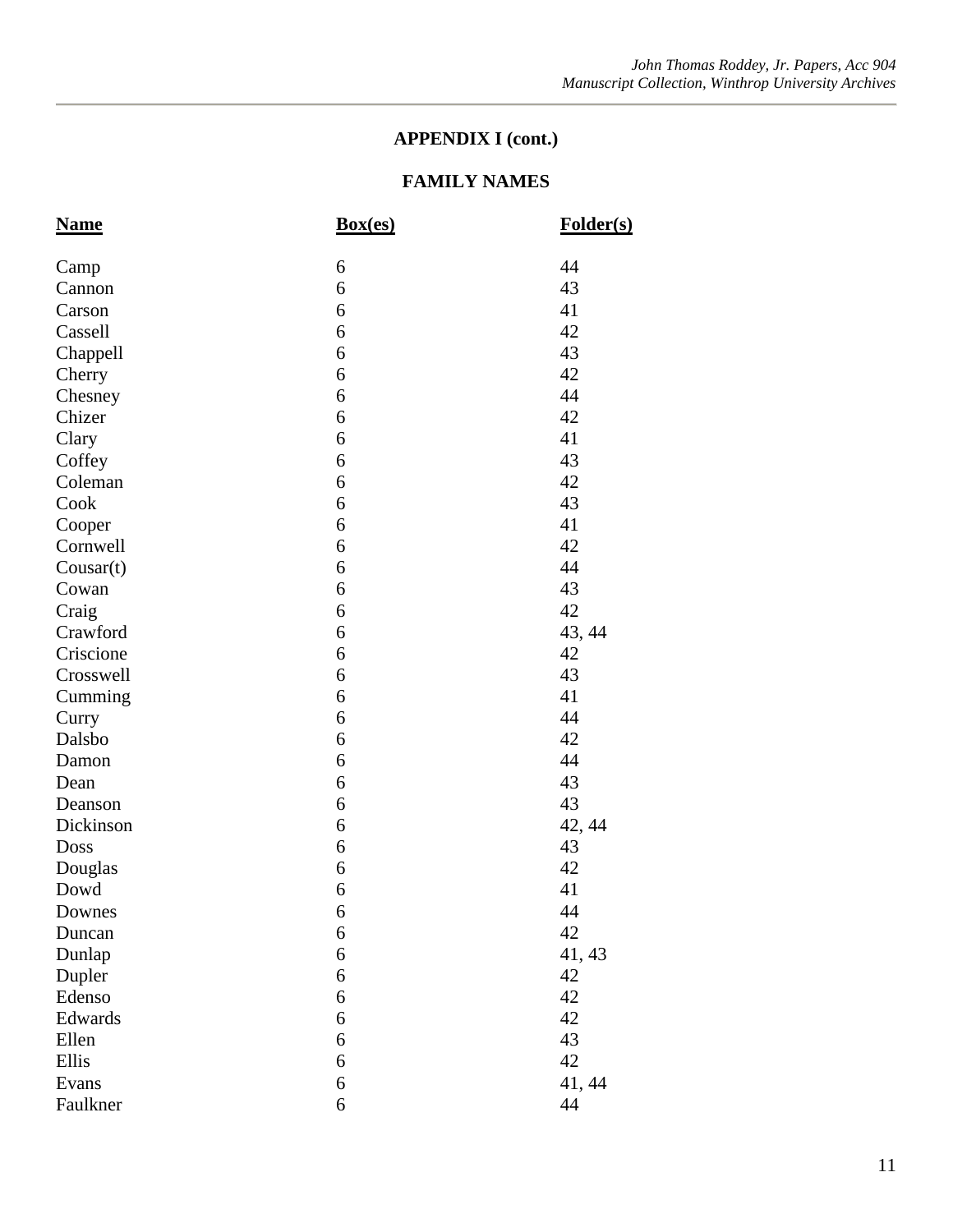## APPENDIX I (cont.)

### FAMILY NAMES

| Name | Box(es) | Folder(s) |
|---|---|---|
| Camp | 6 | 44 |
| Cannon | 6 | 43 |
| Carson | 6 | 41 |
| Cassell | 6 | 42 |
| Chappell | 6 | 43 |
| Cherry | 6 | 42 |
| Chesney | 6 | 44 |
| Chizer | 6 | 42 |
| Clary | 6 | 41 |
| Coffey | 6 | 43 |
| Coleman | 6 | 42 |
| Cook | 6 | 43 |
| Cooper | 6 | 41 |
| Cornwell | 6 | 42 |
| Cousar(t) | 6 | 44 |
| Cowan | 6 | 43 |
| Craig | 6 | 42 |
| Crawford | 6 | 43, 44 |
| Criscione | 6 | 42 |
| Crosswell | 6 | 43 |
| Cumming | 6 | 41 |
| Curry | 6 | 44 |
| Dalsbo | 6 | 42 |
| Damon | 6 | 44 |
| Dean | 6 | 43 |
| Deanson | 6 | 43 |
| Dickinson | 6 | 42, 44 |
| Doss | 6 | 43 |
| Douglas | 6 | 42 |
| Dowd | 6 | 41 |
| Downes | 6 | 44 |
| Duncan | 6 | 42 |
| Dunlap | 6 | 41, 43 |
| Dupler | 6 | 42 |
| Edenso | 6 | 42 |
| Edwards | 6 | 42 |
| Ellen | 6 | 43 |
| Ellis | 6 | 42 |
| Evans | 6 | 41, 44 |
| Faulkner | 6 | 44 |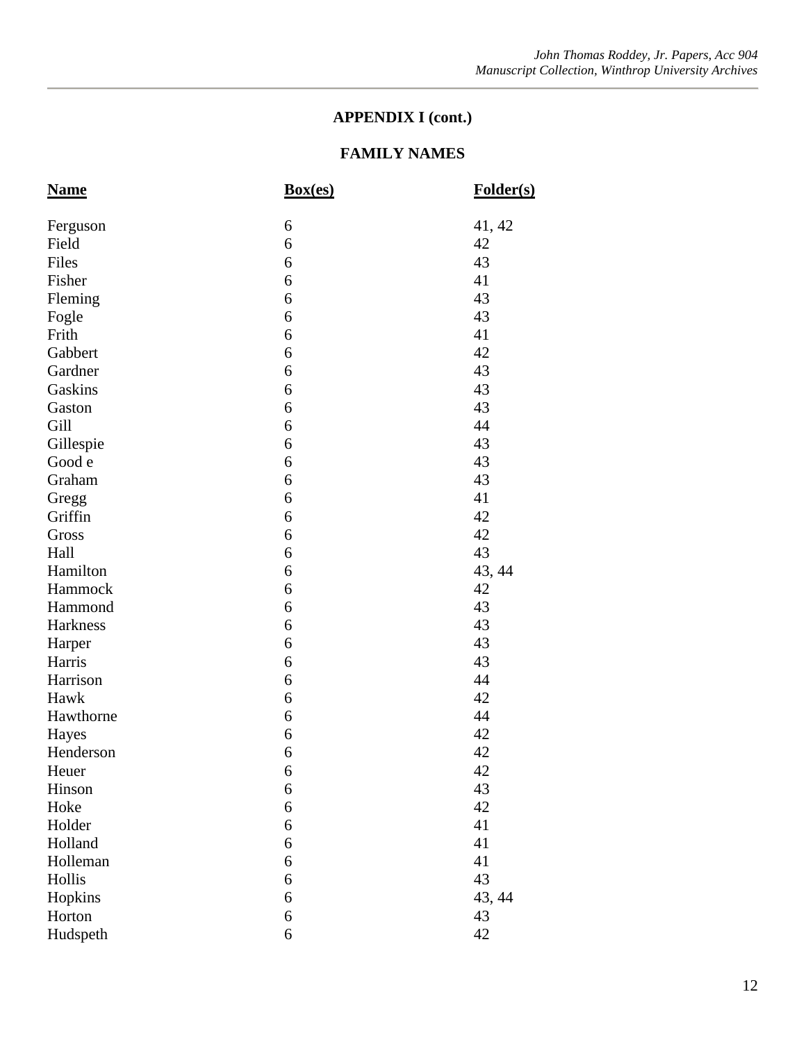## APPENDIX I (cont.)

## FAMILY NAMES

| Name | Box(es) | Folder(s) |
|---|---|---|
| Ferguson | 6 | 41, 42 |
| Field | 6 | 42 |
| Files | 6 | 43 |
| Fisher | 6 | 41 |
| Fleming | 6 | 43 |
| Fogle | 6 | 43 |
| Frith | 6 | 41 |
| Gabbert | 6 | 42 |
| Gardner | 6 | 43 |
| Gaskins | 6 | 43 |
| Gaston | 6 | 43 |
| Gill | 6 | 44 |
| Gillespie | 6 | 43 |
| Good e | 6 | 43 |
| Graham | 6 | 43 |
| Gregg | 6 | 41 |
| Griffin | 6 | 42 |
| Gross | 6 | 42 |
| Hall | 6 | 43 |
| Hamilton | 6 | 43, 44 |
| Hammock | 6 | 42 |
| Hammond | 6 | 43 |
| Harkness | 6 | 43 |
| Harper | 6 | 43 |
| Harris | 6 | 43 |
| Harrison | 6 | 44 |
| Hawk | 6 | 42 |
| Hawthorne | 6 | 44 |
| Hayes | 6 | 42 |
| Henderson | 6 | 42 |
| Heuer | 6 | 42 |
| Hinson | 6 | 43 |
| Hoke | 6 | 42 |
| Holder | 6 | 41 |
| Holland | 6 | 41 |
| Holleman | 6 | 41 |
| Hollis | 6 | 43 |
| Hopkins | 6 | 43, 44 |
| Horton | 6 | 43 |
| Hudspeth | 6 | 42 |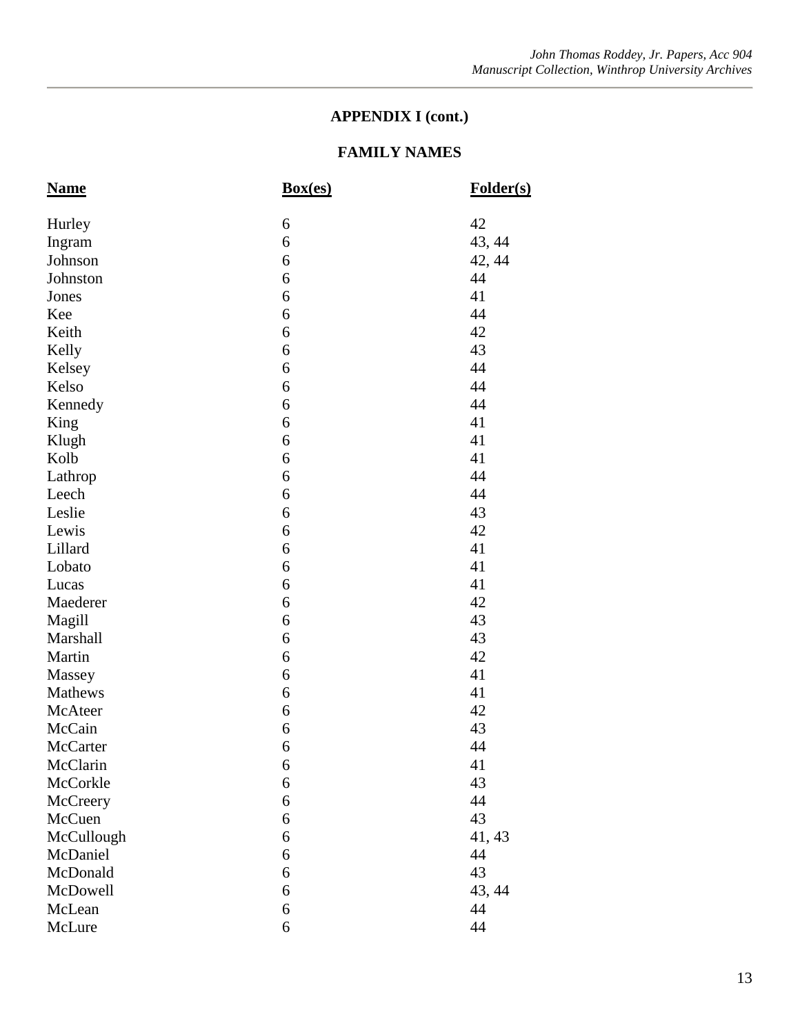## APPENDIX I (cont.)

## FAMILY NAMES

| Name | Box(es) | Folder(s) |
|---|---|---|
| Hurley | 6 | 42 |
| Ingram | 6 | 43, 44 |
| Johnson | 6 | 42, 44 |
| Johnston | 6 | 44 |
| Jones | 6 | 41 |
| Kee | 6 | 44 |
| Keith | 6 | 42 |
| Kelly | 6 | 43 |
| Kelsey | 6 | 44 |
| Kelso | 6 | 44 |
| Kennedy | 6 | 44 |
| King | 6 | 41 |
| Klugh | 6 | 41 |
| Kolb | 6 | 41 |
| Lathrop | 6 | 44 |
| Leech | 6 | 44 |
| Leslie | 6 | 43 |
| Lewis | 6 | 42 |
| Lillard | 6 | 41 |
| Lobato | 6 | 41 |
| Lucas | 6 | 41 |
| Maederer | 6 | 42 |
| Magill | 6 | 43 |
| Marshall | 6 | 43 |
| Martin | 6 | 42 |
| Massey | 6 | 41 |
| Mathews | 6 | 41 |
| McAteer | 6 | 42 |
| McCain | 6 | 43 |
| McCarter | 6 | 44 |
| McClarin | 6 | 41 |
| McCorkle | 6 | 43 |
| McCreery | 6 | 44 |
| McCuen | 6 | 43 |
| McCullough | 6 | 41, 43 |
| McDaniel | 6 | 44 |
| McDonald | 6 | 43 |
| McDowell | 6 | 43, 44 |
| McLean | 6 | 44 |
| McLure | 6 | 44 |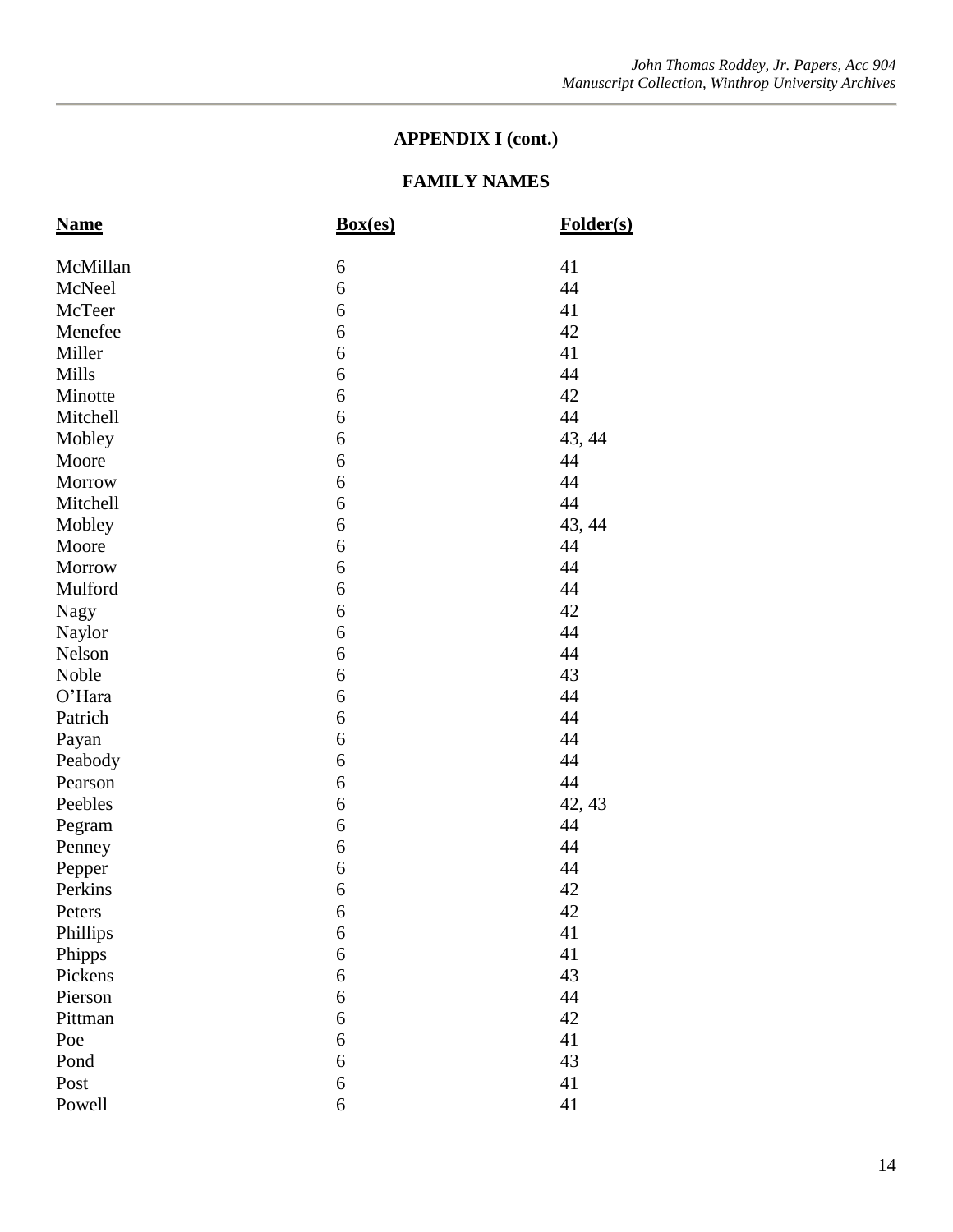## APPENDIX I (cont.)

### FAMILY NAMES

| Name | Box(es) | Folder(s) |
|---|---|---|
| McMillan | 6 | 41 |
| McNeel | 6 | 44 |
| McTeer | 6 | 41 |
| Menefee | 6 | 42 |
| Miller | 6 | 41 |
| Mills | 6 | 44 |
| Minotte | 6 | 42 |
| Mitchell | 6 | 44 |
| Mobley | 6 | 43, 44 |
| Moore | 6 | 44 |
| Morrow | 6 | 44 |
| Mitchell | 6 | 44 |
| Mobley | 6 | 43, 44 |
| Moore | 6 | 44 |
| Morrow | 6 | 44 |
| Mulford | 6 | 44 |
| Nagy | 6 | 42 |
| Naylor | 6 | 44 |
| Nelson | 6 | 44 |
| Noble | 6 | 43 |
| O'Hara | 6 | 44 |
| Patrich | 6 | 44 |
| Payan | 6 | 44 |
| Peabody | 6 | 44 |
| Pearson | 6 | 44 |
| Peebles | 6 | 42, 43 |
| Pegram | 6 | 44 |
| Penney | 6 | 44 |
| Pepper | 6 | 44 |
| Perkins | 6 | 42 |
| Peters | 6 | 42 |
| Phillips | 6 | 41 |
| Phipps | 6 | 41 |
| Pickens | 6 | 43 |
| Pierson | 6 | 44 |
| Pittman | 6 | 42 |
| Poe | 6 | 41 |
| Pond | 6 | 43 |
| Post | 6 | 41 |
| Powell | 6 | 41 |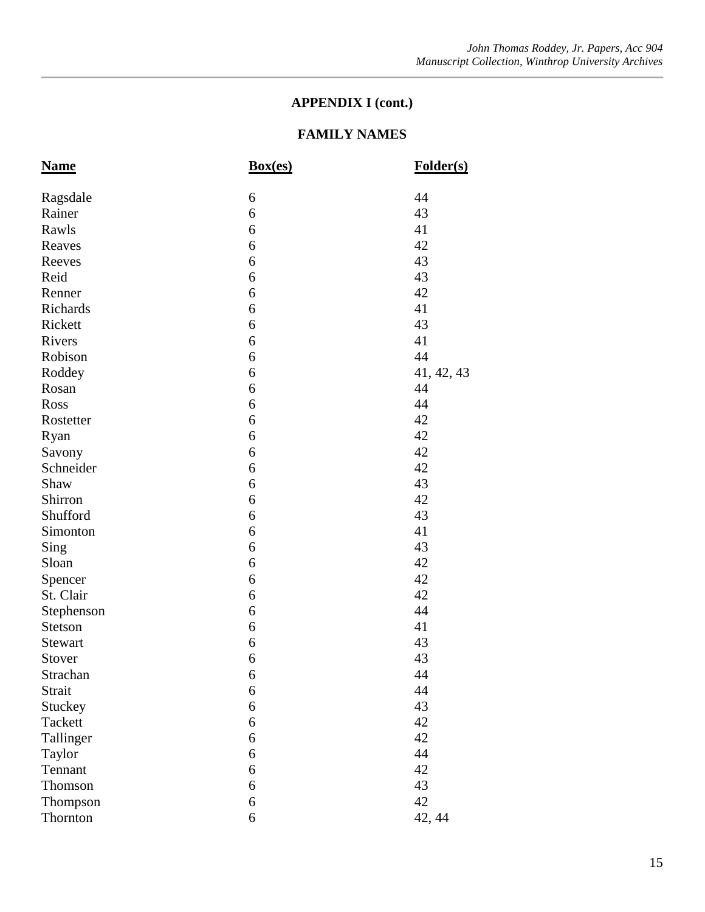## APPENDIX I (cont.)

## FAMILY NAMES

| Name | Box(es) | Folder(s) |
|---|---|---|
| Ragsdale | 6 | 44 |
| Rainer | 6 | 43 |
| Rawls | 6 | 41 |
| Reaves | 6 | 42 |
| Reeves | 6 | 43 |
| Reid | 6 | 43 |
| Renner | 6 | 42 |
| Richards | 6 | 41 |
| Rickett | 6 | 43 |
| Rivers | 6 | 41 |
| Robison | 6 | 44 |
| Roddey | 6 | 41, 42, 43 |
| Rosan | 6 | 44 |
| Ross | 6 | 44 |
| Rostetter | 6 | 42 |
| Ryan | 6 | 42 |
| Savony | 6 | 42 |
| Schneider | 6 | 42 |
| Shaw | 6 | 43 |
| Shirron | 6 | 42 |
| Shufford | 6 | 43 |
| Simonton | 6 | 41 |
| Sing | 6 | 43 |
| Sloan | 6 | 42 |
| Spencer | 6 | 42 |
| St. Clair | 6 | 42 |
| Stephenson | 6 | 44 |
| Stetson | 6 | 41 |
| Stewart | 6 | 43 |
| Stover | 6 | 43 |
| Strachan | 6 | 44 |
| Strait | 6 | 44 |
| Stuckey | 6 | 43 |
| Tackett | 6 | 42 |
| Tallinger | 6 | 42 |
| Taylor | 6 | 44 |
| Tennant | 6 | 42 |
| Thomson | 6 | 43 |
| Thompson | 6 | 42 |
| Thornton | 6 | 42, 44 |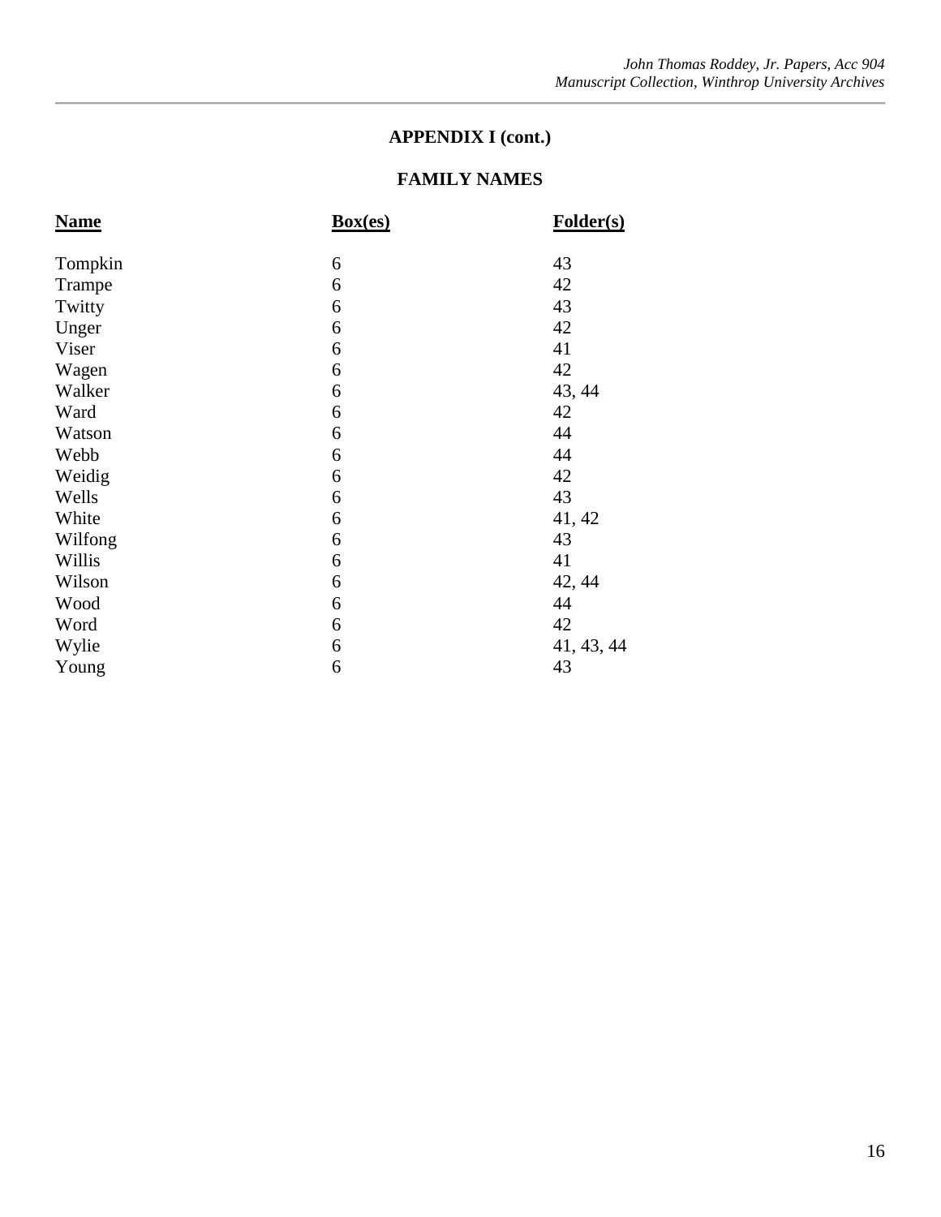## APPENDIX I (cont.)

## FAMILY NAMES

| Name | Box(es) | Folder(s) |
|---|---|---|
| Tompkin | 6 | 43 |
| Trampe | 6 | 42 |
| Twitty | 6 | 43 |
| Unger | 6 | 42 |
| Viser | 6 | 41 |
| Wagen | 6 | 42 |
| Walker | 6 | 43, 44 |
| Ward | 6 | 42 |
| Watson | 6 | 44 |
| Webb | 6 | 44 |
| Weidig | 6 | 42 |
| Wells | 6 | 43 |
| White | 6 | 41, 42 |
| Wilfong | 6 | 43 |
| Willis | 6 | 41 |
| Wilson | 6 | 42, 44 |
| Wood | 6 | 44 |
| Word | 6 | 42 |
| Wylie | 6 | 41, 43, 44 |
| Young | 6 | 43 |